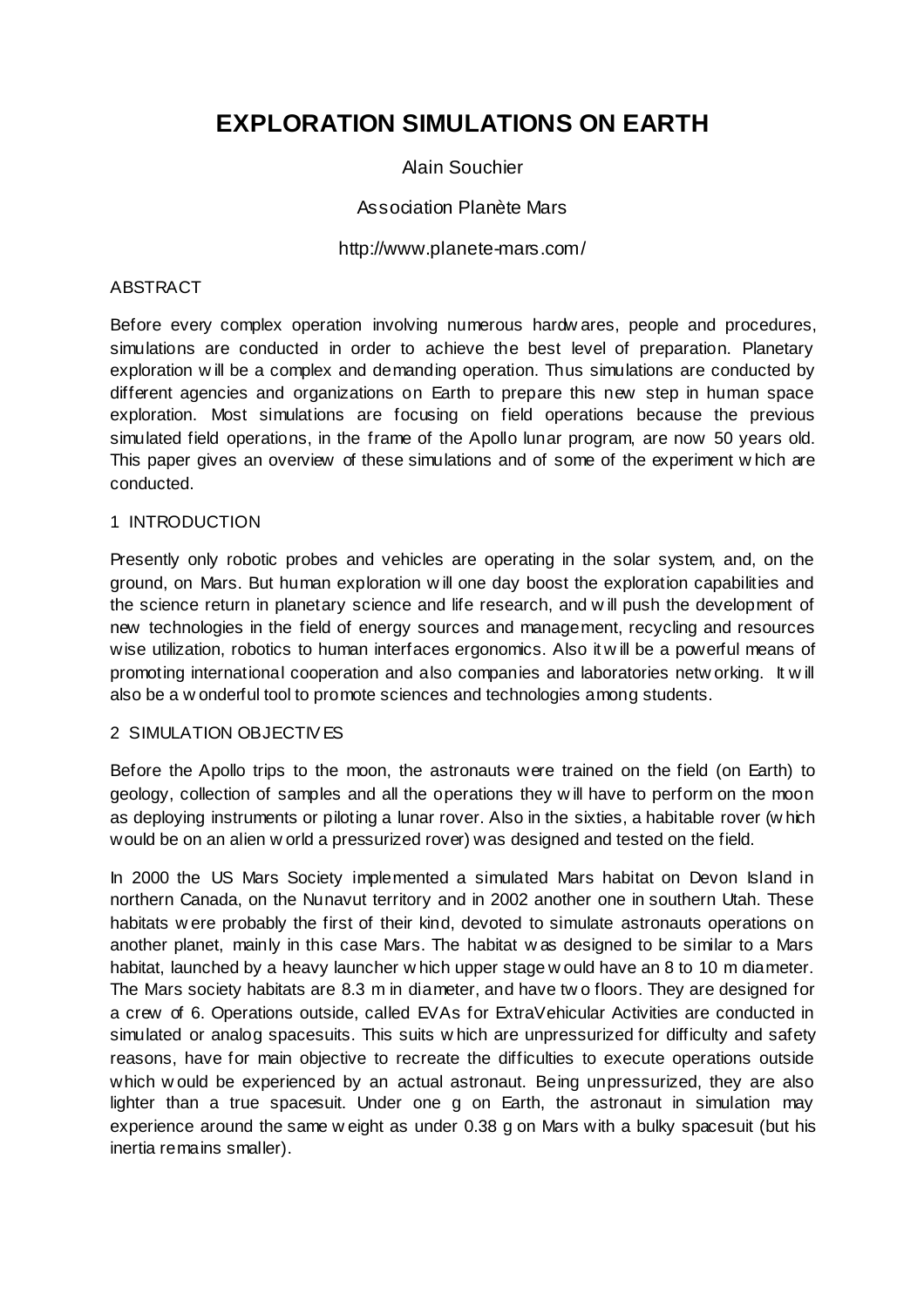# EXPLORATION SIMULATIONS ON EARTH

Alain Souchier

Association Planète Mars

http://www.planete-mars.com/

## ABSTRACT

Before every complex operation involving numerous hardwares, people and procedures, simulations are conducted in order to achieve the best level of preparation. Planetary exploration will be a complex and demanding operation. Thus simulations are conducted by different agencies and organizations on Earth to prepare this new step in human space exploration. Most simulations are focusing on field operations because the previous simulated field operations, in the frame of the Apollo lunar program, are now 50 years old. This paper gives an overview of these simulations and of some of the experiment which are conducted.

## 1 INTRODUCTION

Presently only robotic probes and vehicles are operating in the solar system, and, on the ground, on Mars. But human exploration will one day boost the exploration capabilities and the science return in planetary science and life research, and will push the development of new technologies in the field of energy sources and management, recycling and resources wise utilization, robotics to human interfaces ergonomics. Also it will be a powerful means of promoting international cooperation and also companies and laboratories networking. It will also be a wonderful tool to promote sciences and technologies among students.

## 2 SIMULATION OBJECTIVES

Before the Apollo trips to the moon, the astronauts were trained on the field (on Earth) to geology, collection of samples and all the operations they will have to perform on the moon as deploying instruments or piloting a lunar rover. Also in the sixties, a habitable rover (which would be on an alien world a pressurized rover) was designed and tested on the field.

In 2000 the US Mars Society implemented a simulated Mars habitat on Devon Island in northern Canada, on the Nunavut territory and in 2002 another one in southern Utah. These habitats were probably the first of their kind, devoted to simulate astronauts operations on another planet, mainly in this case Mars. The habitat was designed to be similar to a Mars habitat, launched by a heavy launcher which upper stage would have an 8 to 10 m diameter. The Mars society habitats are 8.3 m in diameter, and have two floors. They are designed for a crew of 6. Operations outside, called EVAs for ExtraVehicular Activities are conducted in simulated or analog spacesuits. This suits which are unpressurized for difficulty and safety reasons, have for main objective to recreate the difficulties to execute operations outside which would be experienced by an actual astronaut. Being unpressurized, they are also lighter than a true spacesuit. Under one g on Earth, the astronaut in simulation may experience around the same weight as under 0.38 g on Mars with a bulky spacesuit (but his inertia remains smaller).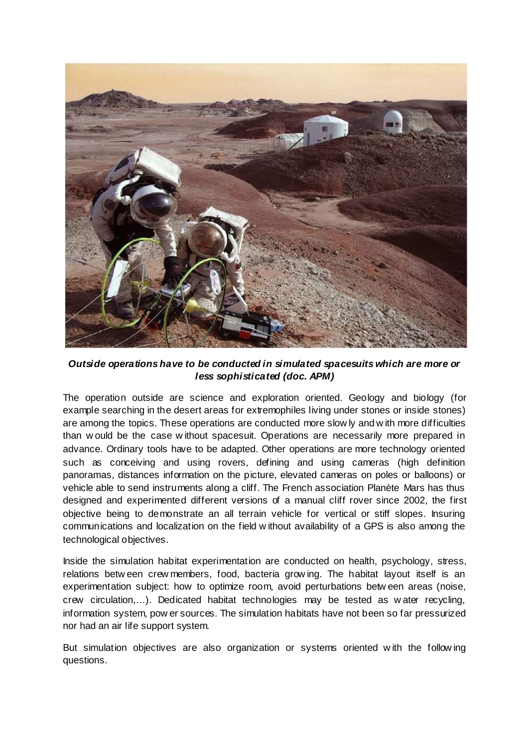***Outside operations have to be conducted in simulated spacesuits which are more or less sophisticated (doc. APM)***

The operation outside are science and exploration oriented. Geology and biology (for example searching in the desert areas for extremophiles living under stones or inside stones) are among the topics. These operations are conducted more slowly and with more difficulties than would be the case without spacesuit. Operations are necessarily more prepared in advance. Ordinary tools have to be adapted. Other operations are more technology oriented such as conceiving and using rovers, defining and using cameras (high definition panoramas, distances information on the picture, elevated cameras on poles or balloons) or vehicle able to send instruments along a cliff. The French association Planète Mars has thus designed and experimented different versions of a manual cliff rover since 2002, the first objective being to demonstrate an all terrain vehicle for vertical or stiff slopes. Insuring communications and localization on the field without availability of a GPS is also among the technological objectives.

Inside the simulation habitat experimentation are conducted on health, psychology, stress, relations between crew members, food, bacteria growing. The habitat layout itself is an experimentation subject: how to optimize room, avoid perturbations between areas (noise, crew circulation,…). Dedicated habitat technologies may be tested as water recycling, information system, power sources. The simulation habitats have not been so far pressurized nor had an air life support system.

But simulation objectives are also organization or systems oriented with the following questions.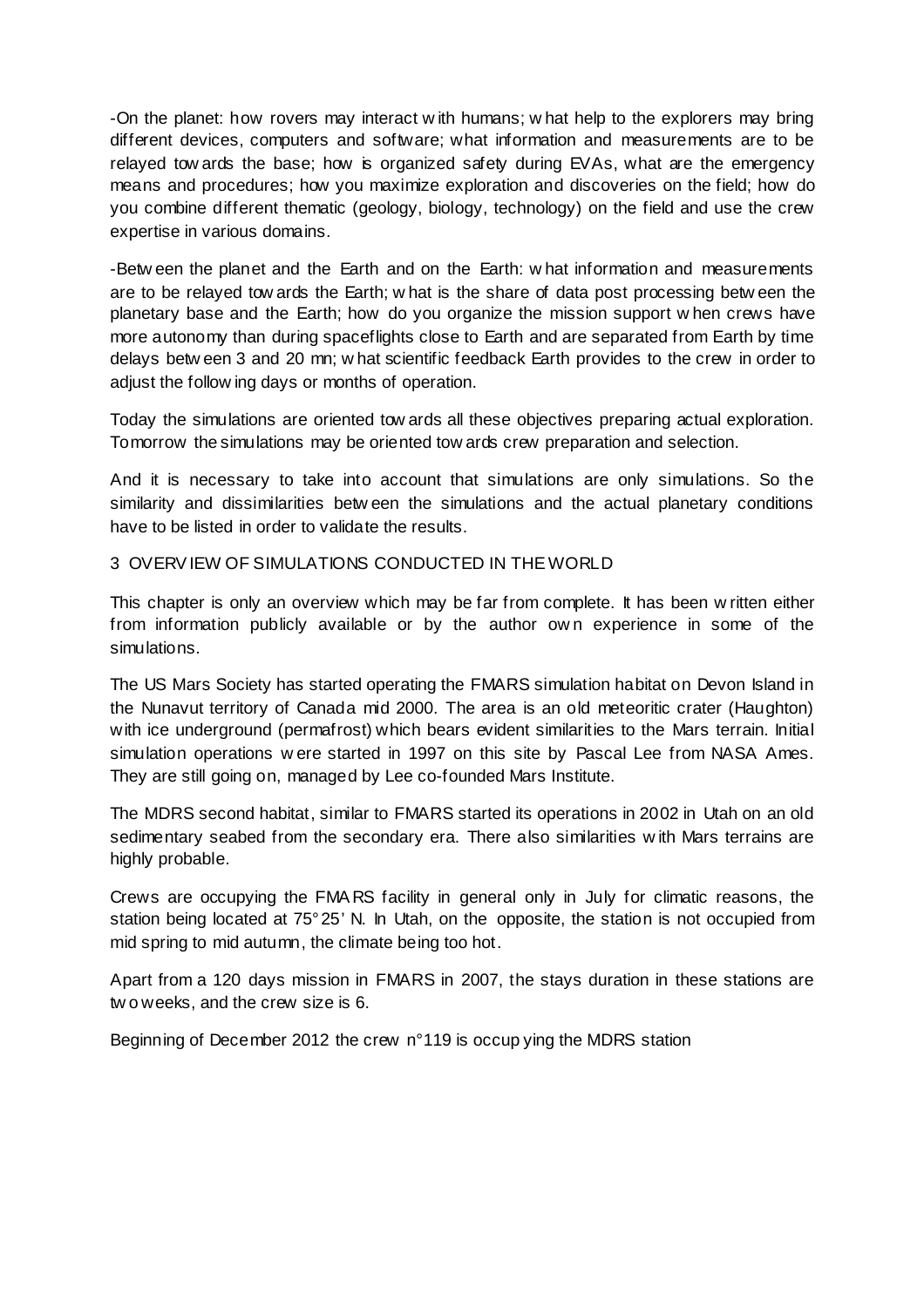-On the planet: how rovers may interact with humans; what help to the explorers may bring different devices, computers and software; what information and measurements are to be relayed towards the base; how is organized safety during EVAs, what are the emergency means and procedures; how you maximize exploration and discoveries on the field; how do you combine different thematic (geology, biology, technology) on the field and use the crew expertise in various domains.

-Between the planet and the Earth and on the Earth: what information and measurements are to be relayed towards the Earth; what is the share of data post processing between the planetary base and the Earth; how do you organize the mission support when crews have more autonomy than during spaceflights close to Earth and are separated from Earth by time delays between 3 and 20 mn; what scientific feedback Earth provides to the crew in order to adjust the following days or months of operation.

Today the simulations are oriented towards all these objectives preparing actual exploration. Tomorrow the simulations may be oriented towards crew preparation and selection.

And it is necessary to take into account that simulations are only simulations. So the similarity and dissimilarities between the simulations and the actual planetary conditions have to be listed in order to validate the results.

## 3 OVERVIEW OF SIMULATIONS CONDUCTED IN THE WORLD

This chapter is only an overview which may be far from complete. It has been written either from information publicly available or by the author own experience in some of the simulations.

The US Mars Society has started operating the FMARS simulation habitat on Devon Island in the Nunavut territory of Canada mid 2000. The area is an old meteoritic crater (Haughton) with ice underground (permafrost) which bears evident similarities to the Mars terrain. Initial simulation operations were started in 1997 on this site by Pascal Lee from NASA Ames. They are still going on, managed by Lee co-founded Mars Institute.

The MDRS second habitat, similar to FMARS started its operations in 2002 in Utah on an old sedimentary seabed from the secondary era. There also similarities with Mars terrains are highly probable.

Crews are occupying the FMARS facility in general only in July for climatic reasons, the station being located at 75°25' N. In Utah, on the opposite, the station is not occupied from mid spring to mid autumn, the climate being too hot.

Apart from a 120 days mission in FMARS in 2007, the stays duration in these stations are two weeks, and the crew size is 6.

Beginning of December 2012 the crew n°119 is occupying the MDRS station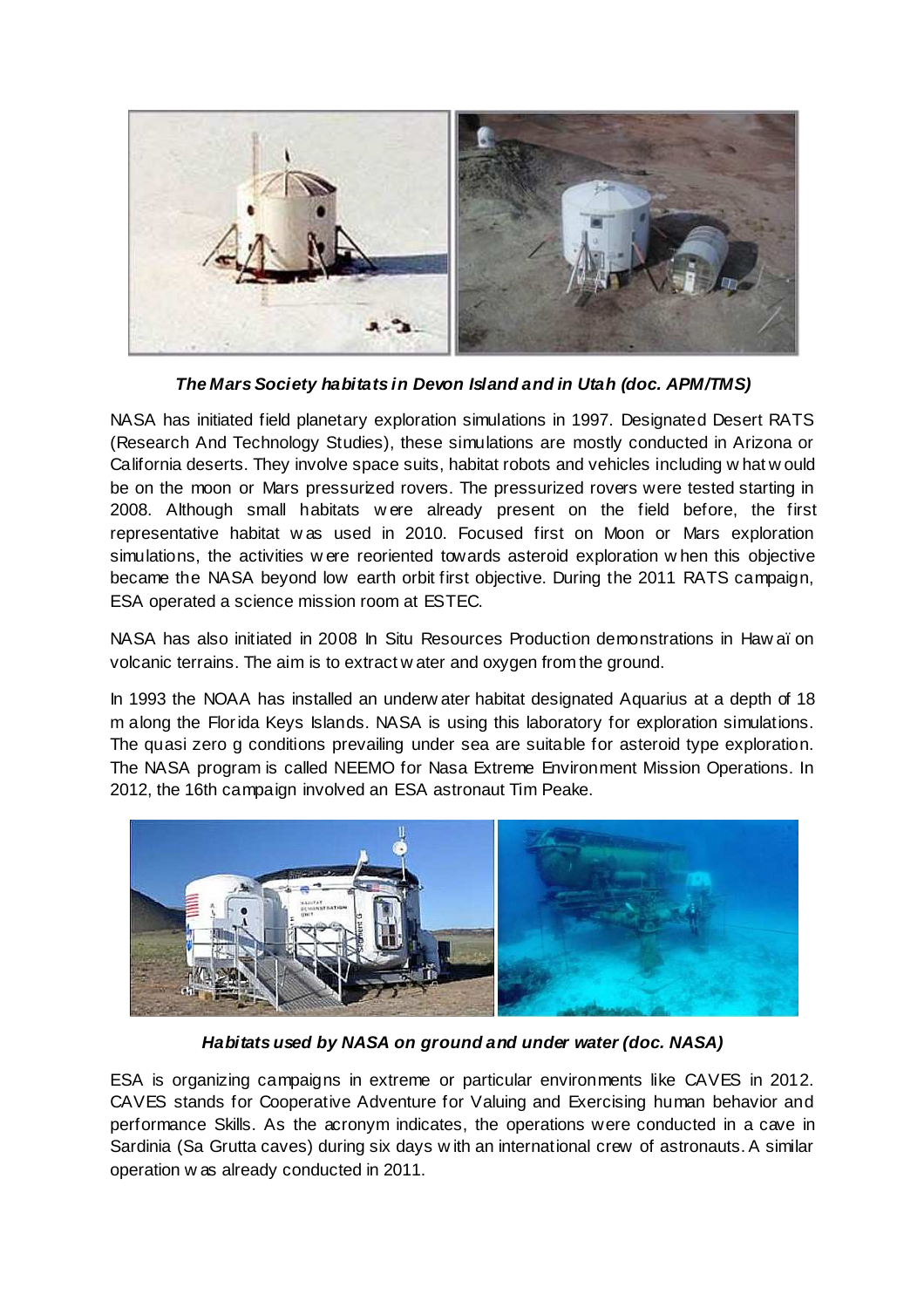*The Mars Society habitats in Devon Island and in Utah (doc. APM/TMS)*

NASA has initiated field planetary exploration simulations in 1997. Designated Desert RATS (Research And Technology Studies), these simulations are mostly conducted in Arizona or California deserts. They involve space suits, habitat robots and vehicles including what would be on the moon or Mars pressurized rovers. The pressurized rovers were tested starting in 2008. Although small habitats were already present on the field before, the first representative habitat was used in 2010. Focused first on Moon or Mars exploration simulations, the activities were reoriented towards asteroid exploration when this objective became the NASA beyond low earth orbit first objective. During the 2011 RATS campaign, ESA operated a science mission room at ESTEC.

NASA has also initiated in 2008 In Situ Resources Production demonstrations in Hawaï on volcanic terrains. The aim is to extract water and oxygen from the ground.

In 1993 the NOAA has installed an underwater habitat designated Aquarius at a depth of 18 m along the Florida Keys Islands. NASA is using this laboratory for exploration simulations. The quasi zero g conditions prevailing under sea are suitable for asteroid type exploration. The NASA program is called NEEMO for Nasa Extreme Environment Mission Operations. In 2012, the 16th campaign involved an ESA astronaut Tim Peake.

*Habitats used by NASA on ground and under water (doc. NASA)*

ESA is organizing campaigns in extreme or particular environments like CAVES in 2012. CAVES stands for Cooperative Adventure for Valuing and Exercising human behavior and performance Skills. As the acronym indicates, the operations were conducted in a cave in Sardinia (Sa Grutta caves) during six days with an international crew of astronauts. A similar operation was already conducted in 2011.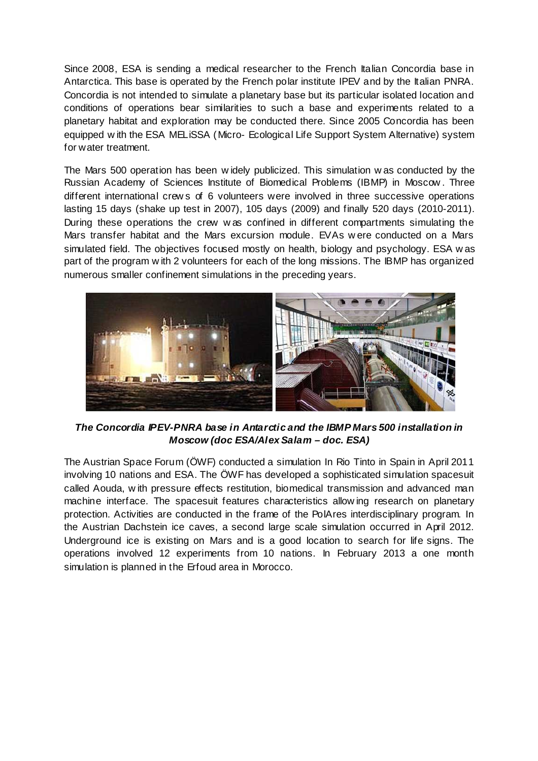Since 2008, ESA is sending a medical researcher to the French Italian Concordia base in Antarctica. This base is operated by the French polar institute IPEV and by the Italian PNRA. Concordia is not intended to simulate a planetary base but its particular isolated location and conditions of operations bear similarities to such a base and experiments related to a planetary habitat and exploration may be conducted there. Since 2005 Concordia has been equipped with the ESA MELiSSA (Micro- Ecological Life Support System Alternative) system for water treatment.

The Mars 500 operation has been widely publicized. This simulation was conducted by the Russian Academy of Sciences Institute of Biomedical Problems (IBMP) in Moscow. Three different international crews of 6 volunteers were involved in three successive operations lasting 15 days (shake up test in 2007), 105 days (2009) and finally 520 days (2010-2011). During these operations the crew was confined in different compartments simulating the Mars transfer habitat and the Mars excursion module. EVAs were conducted on a Mars simulated field. The objectives focused mostly on health, biology and psychology. ESA was part of the program with 2 volunteers for each of the long missions. The IBMP has organized numerous smaller confinement simulations in the preceding years.

***The Concordia IPEV-PNRA base in Antarctic and the IBMP Mars 500 installation in Moscow (doc ESA/Alex Salam – doc. ESA)***

The Austrian Space Forum (ÖWF) conducted a simulation In Rio Tinto in Spain in April 2011 involving 10 nations and ESA. The ÖWF has developed a sophisticated simulation spacesuit called Aouda, with pressure effects restitution, biomedical transmission and advanced man machine interface. The spacesuit features characteristics allowing research on planetary protection. Activities are conducted in the frame of the PolAres interdisciplinary program. In the Austrian Dachstein ice caves, a second large scale simulation occurred in April 2012. Underground ice is existing on Mars and is a good location to search for life signs. The operations involved 12 experiments from 10 nations. In February 2013 a one month simulation is planned in the Erfoud area in Morocco.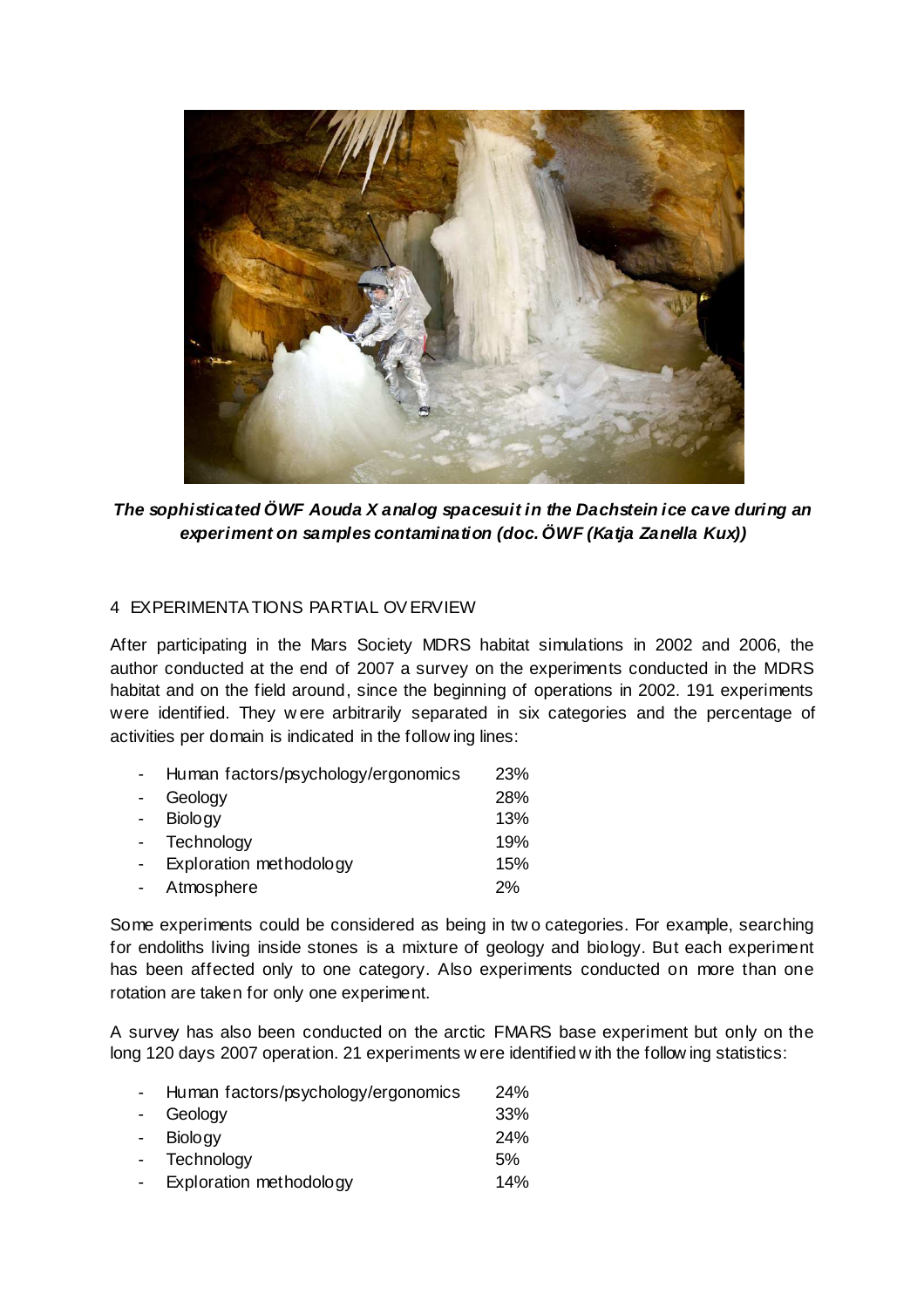*The sophisticated ÖWF Aouda X analog spacesuit in the Dachstein ice cave during an experiment on samples contamination (doc. ÖWF (Katja Zanella Kux))*

## 4 EXPERIMENTATIONS PARTIAL OVERVIEW

After participating in the Mars Society MDRS habitat simulations in 2002 and 2006, the author conducted at the end of 2007 a survey on the experiments conducted in the MDRS habitat and on the field around, since the beginning of operations in 2002. 191 experiments were identified. They were arbitrarily separated in six categories and the percentage of activities per domain is indicated in the following lines:

- Human factors/psychology/ergonomics 23%
- Geology 28%
- Biology 13%
- Technology 19%
- Exploration methodology 15%
- Atmosphere 2%

Some experiments could be considered as being in two categories. For example, searching for endoliths living inside stones is a mixture of geology and biology. But each experiment has been affected only to one category. Also experiments conducted on more than one rotation are taken for only one experiment.

A survey has also been conducted on the arctic FMARS base experiment but only on the long 120 days 2007 operation. 21 experiments were identified with the following statistics:

- Human factors/psychology/ergonomics 24%
- Geology 33%
- Biology 24%
- Technology 5%
- Exploration methodology 14%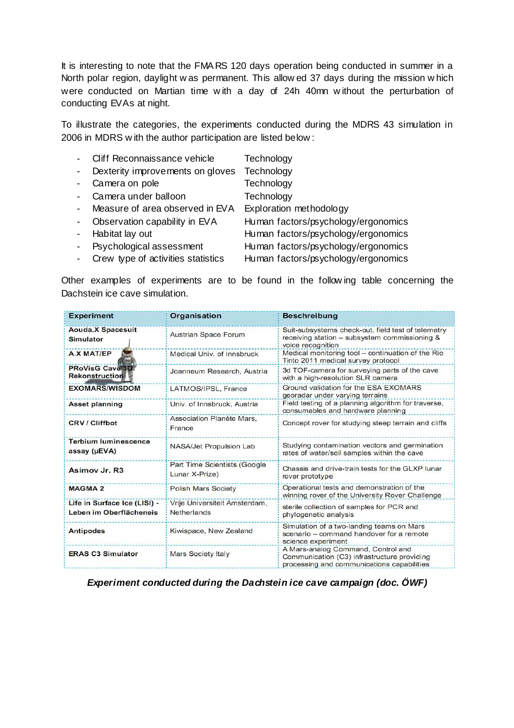It is interesting to note that the FMARS 120 days operation being conducted in summer in a North polar region, daylight was permanent. This allowed 37 days during the mission which were conducted on Martian time with a day of 24h 40mn without the perturbation of conducting EVAs at night.

To illustrate the categories, the experiments conducted during the MDRS 43 simulation in 2006 in MDRS with the author participation are listed below:

- Cliff Reconnaissance vehicle — Technology
- Dexterity improvements on gloves — Technology
- Camera on pole — Technology
- Camera under balloon — Technology
- Measure of area observed in EVA — Exploration methodology
- Observation capability in EVA — Human factors/psychology/ergonomics
- Habitat lay out — Human factors/psychology/ergonomics
- Psychological assessment — Human factors/psychology/ergonomics
- Crew type of activities statistics — Human factors/psychology/ergonomics

Other examples of experiments are to be found in the following table concerning the Dachstein ice cave simulation.

| Experiment | Organisation | Beschreibung |
|---|---|---|
| **Aouda.X Spacesuit Simulator** | Austrian Space Forum | Suit-subsystems check-out, field test of telemetry receiving station – subsystem commissioning & voice recognition |
| **A.X MAT/EP** | Medical Univ. of Innsbruck | Medical monitoring tool – continuation of the Rio Tinto 2011 medical survey protocol |
| **PRoVisG Cave 3D Rekonstruction** | Joanneum Research, Austria | 3d TOF-camera for surveying parts of the cave with a high-resolution SLR camera |
| **EXOMARS/WISDOM** | LATMOS/IPSL, France | Ground validation for the ESA EXOMARS georadar under varying terrains |
| **Asset planning** | Univ. of Innsbruck, Austria | Field testing of a planning algorithm for traverse, consumables and hardware planning |
| **CRV / Cliffbot** | Association Planète Mars, France | Concept rover for studying steep terrain and cliffs |
| **Terbium luminescence assay (µEVA)** | NASA/Jet Propulsion Lab | Studying contamination vectors and germination rates of water/soil samples within the cave |
| **Asimov Jr. R3** | Part Time Scientists (Google Lunar X-Prize) | Chassis and drive-train tests for the GLXP lunar rover prototype |
| **MAGMA 2** | Polish Mars Society | Operational tests and demonstration of the winning rover of the University Rover Challenge |
| **Life in Surface Ice (LISI) - Leben im Oberflächeneis** | Vrije Universiteit Amsterdam, Netherlands | sterile collection of samples for PCR and phylogenetic analysis |
| **Antipodes** | Kiwispace, New Zealand | Simulation of a two-landing teams on Mars scenario – command handover for a remote science experiment |
| **ERAS C3 Simulator** | Mars Society Italy | A Mars-analog Command, Control and Communication (C3) infrastructure providing processing and communications capabilities |

***Experiment conducted during the Dachstein ice cave campaign (doc. ÖWF)***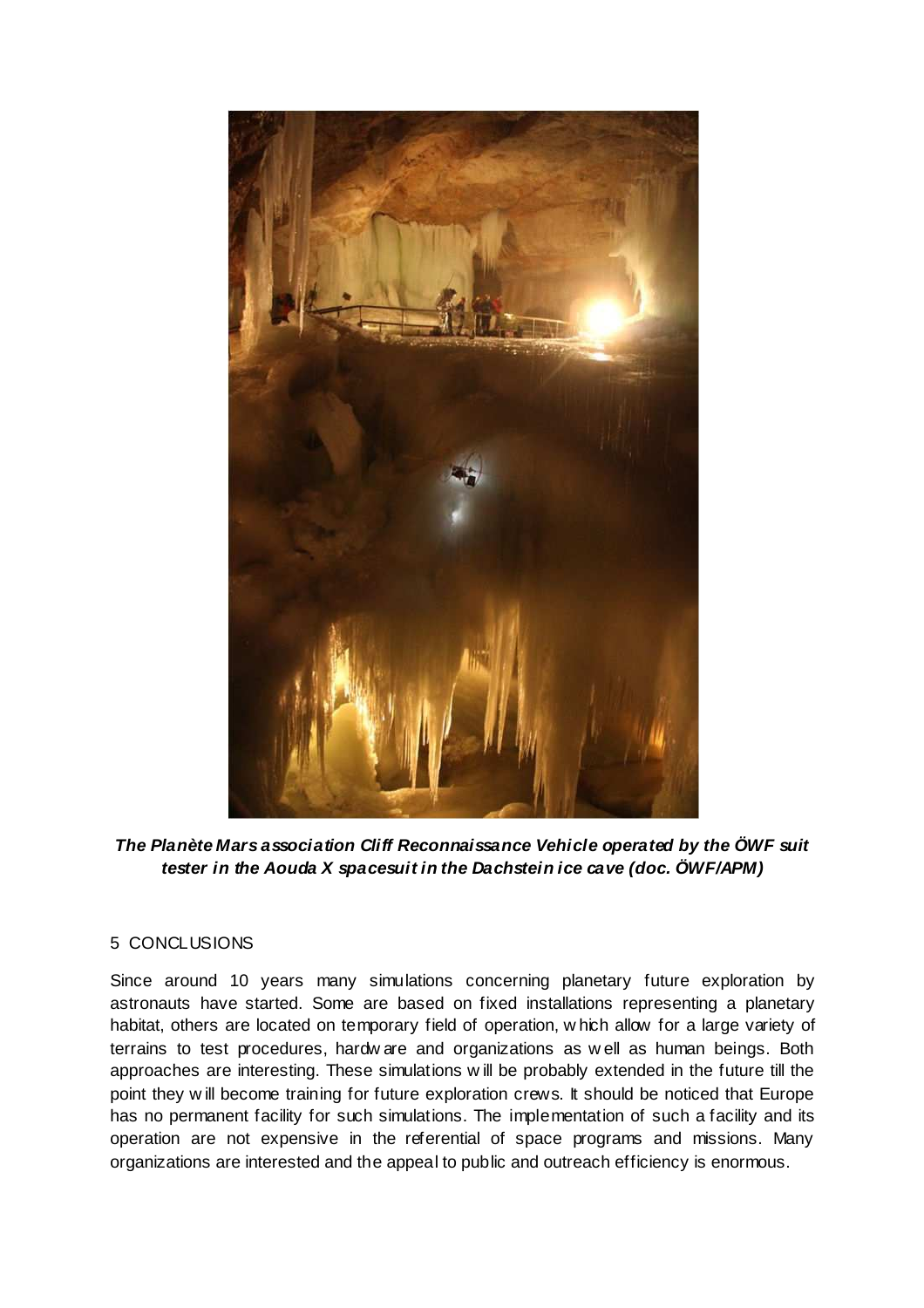***The Planète Mars association Cliff Reconnaissance Vehicle operated by the ÖWF suit tester in the Aouda X spacesuit in the Dachstein ice cave (doc. ÖWF/APM)***

## 5 CONCLUSIONS

Since around 10 years many simulations concerning planetary future exploration by astronauts have started. Some are based on fixed installations representing a planetary habitat, others are located on temporary field of operation, which allow for a large variety of terrains to test procedures, hardware and organizations as well as human beings. Both approaches are interesting. These simulations will be probably extended in the future till the point they will become training for future exploration crews. It should be noticed that Europe has no permanent facility for such simulations. The implementation of such a facility and its operation are not expensive in the referential of space programs and missions. Many organizations are interested and the appeal to public and outreach efficiency is enormous.